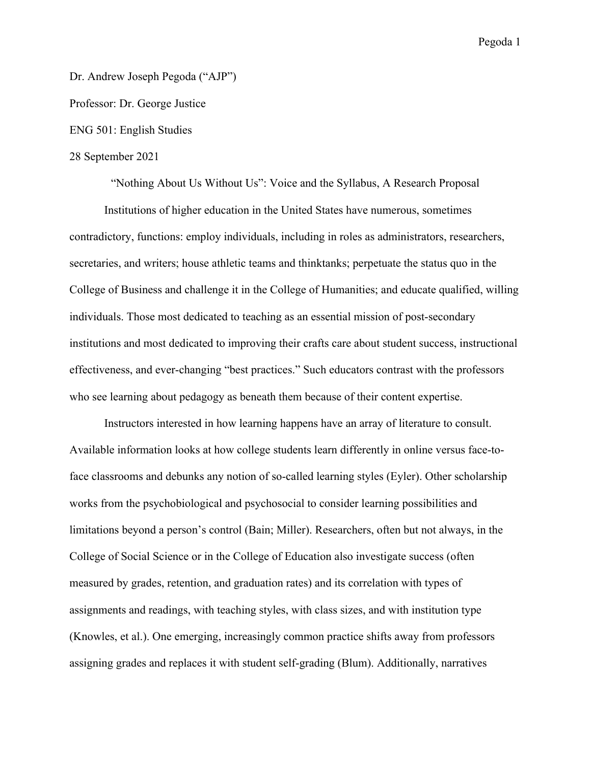Dr. Andrew Joseph Pegoda ("AJP")

Professor: Dr. George Justice

ENG 501: English Studies

28 September 2021

# "Nothing About Us Without Us": Voice and the Syllabus, A Research Proposal

Institutions of higher education in the United States have numerous, sometimes contradictory, functions: employ individuals, including in roles as administrators, researchers, secretaries, and writers; house athletic teams and thinktanks; perpetuate the status quo in the College of Business and challenge it in the College of Humanities; and educate qualified, willing individuals. Those most dedicated to teaching as an essential mission of post-secondary institutions and most dedicated to improving their crafts care about student success, instructional effectiveness, and ever-changing "best practices." Such educators contrast with the professors who see learning about pedagogy as beneath them because of their content expertise.

Instructors interested in how learning happens have an array of literature to consult. Available information looks at how college students learn differently in online versus face-to-face classrooms and debunks any notion of so-called learning styles (Eyler). Other scholarship works from the psychobiological and psychosocial to consider learning possibilities and limitations beyond a person's control (Bain; Miller). Researchers, often but not always, in the College of Social Science or in the College of Education also investigate success (often measured by grades, retention, and graduation rates) and its correlation with types of assignments and readings, with teaching styles, with class sizes, and with institution type (Knowles, et al.). One emerging, increasingly common practice shifts away from professors assigning grades and replaces it with student self-grading (Blum). Additionally, narratives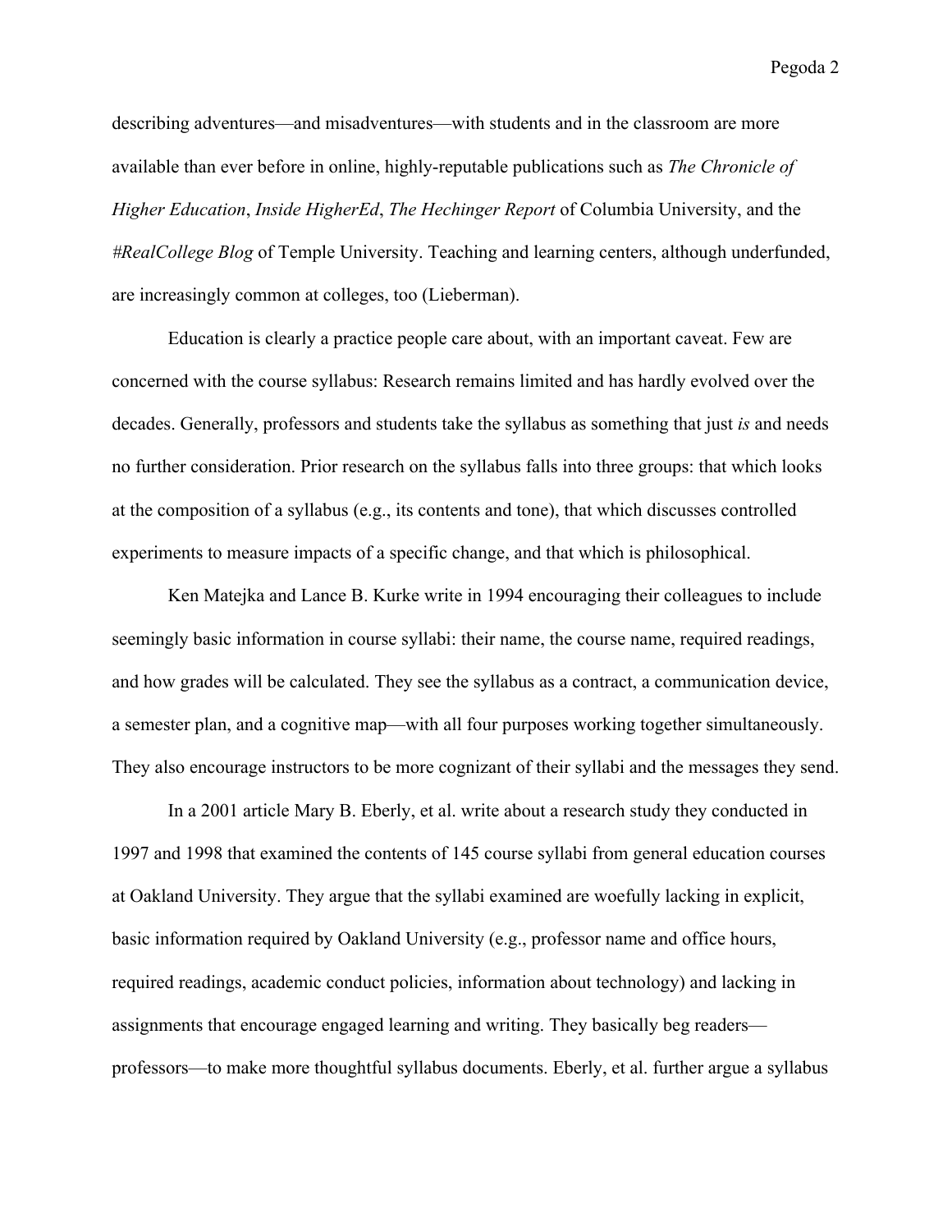describing adventures—and misadventures—with students and in the classroom are more available than ever before in online, highly-reputable publications such as *The Chronicle of Higher Education*, *Inside HigherEd*, *The Hechinger Report* of Columbia University, and the *#RealCollege Blog* of Temple University. Teaching and learning centers, although underfunded, are increasingly common at colleges, too (Lieberman).

Education is clearly a practice people care about, with an important caveat. Few are concerned with the course syllabus: Research remains limited and has hardly evolved over the decades. Generally, professors and students take the syllabus as something that just *is* and needs no further consideration. Prior research on the syllabus falls into three groups: that which looks at the composition of a syllabus (e.g., its contents and tone), that which discusses controlled experiments to measure impacts of a specific change, and that which is philosophical.

Ken Matejka and Lance B. Kurke write in 1994 encouraging their colleagues to include seemingly basic information in course syllabi: their name, the course name, required readings, and how grades will be calculated. They see the syllabus as a contract, a communication device, a semester plan, and a cognitive map—with all four purposes working together simultaneously. They also encourage instructors to be more cognizant of their syllabi and the messages they send.

In a 2001 article Mary B. Eberly, et al. write about a research study they conducted in 1997 and 1998 that examined the contents of 145 course syllabi from general education courses at Oakland University. They argue that the syllabi examined are woefully lacking in explicit, basic information required by Oakland University (e.g., professor name and office hours, required readings, academic conduct policies, information about technology) and lacking in assignments that encourage engaged learning and writing. They basically beg readers—professors—to make more thoughtful syllabus documents. Eberly, et al. further argue a syllabus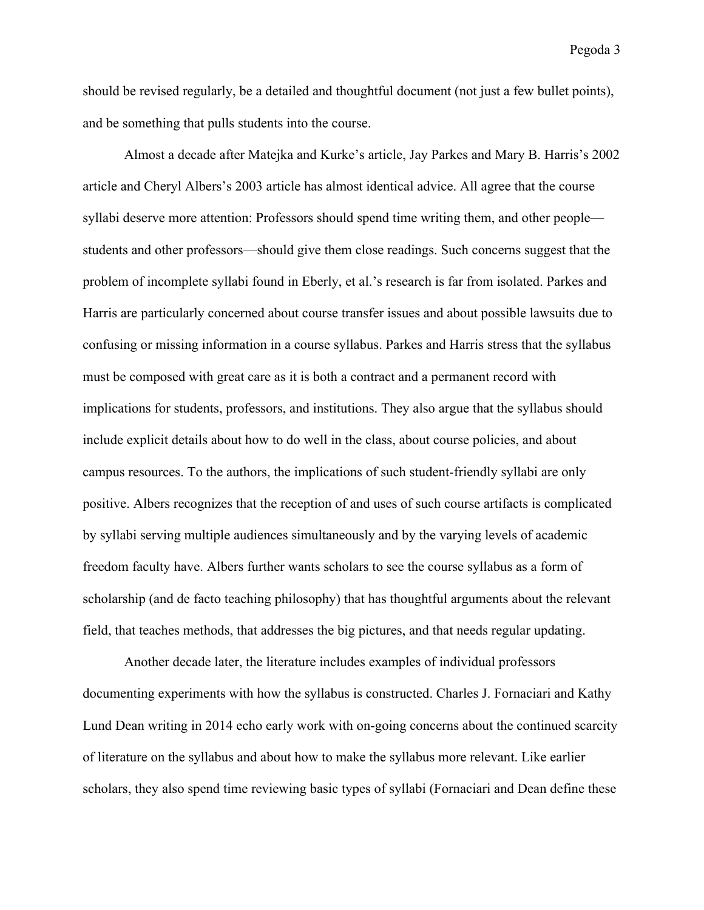should be revised regularly, be a detailed and thoughtful document (not just a few bullet points), and be something that pulls students into the course.

Almost a decade after Matejka and Kurke's article, Jay Parkes and Mary B. Harris's 2002 article and Cheryl Albers's 2003 article has almost identical advice. All agree that the course syllabi deserve more attention: Professors should spend time writing them, and other people—students and other professors—should give them close readings. Such concerns suggest that the problem of incomplete syllabi found in Eberly, et al.'s research is far from isolated. Parkes and Harris are particularly concerned about course transfer issues and about possible lawsuits due to confusing or missing information in a course syllabus. Parkes and Harris stress that the syllabus must be composed with great care as it is both a contract and a permanent record with implications for students, professors, and institutions. They also argue that the syllabus should include explicit details about how to do well in the class, about course policies, and about campus resources. To the authors, the implications of such student-friendly syllabi are only positive. Albers recognizes that the reception of and uses of such course artifacts is complicated by syllabi serving multiple audiences simultaneously and by the varying levels of academic freedom faculty have. Albers further wants scholars to see the course syllabus as a form of scholarship (and de facto teaching philosophy) that has thoughtful arguments about the relevant field, that teaches methods, that addresses the big pictures, and that needs regular updating.

Another decade later, the literature includes examples of individual professors documenting experiments with how the syllabus is constructed. Charles J. Fornaciari and Kathy Lund Dean writing in 2014 echo early work with on-going concerns about the continued scarcity of literature on the syllabus and about how to make the syllabus more relevant. Like earlier scholars, they also spend time reviewing basic types of syllabi (Fornaciari and Dean define these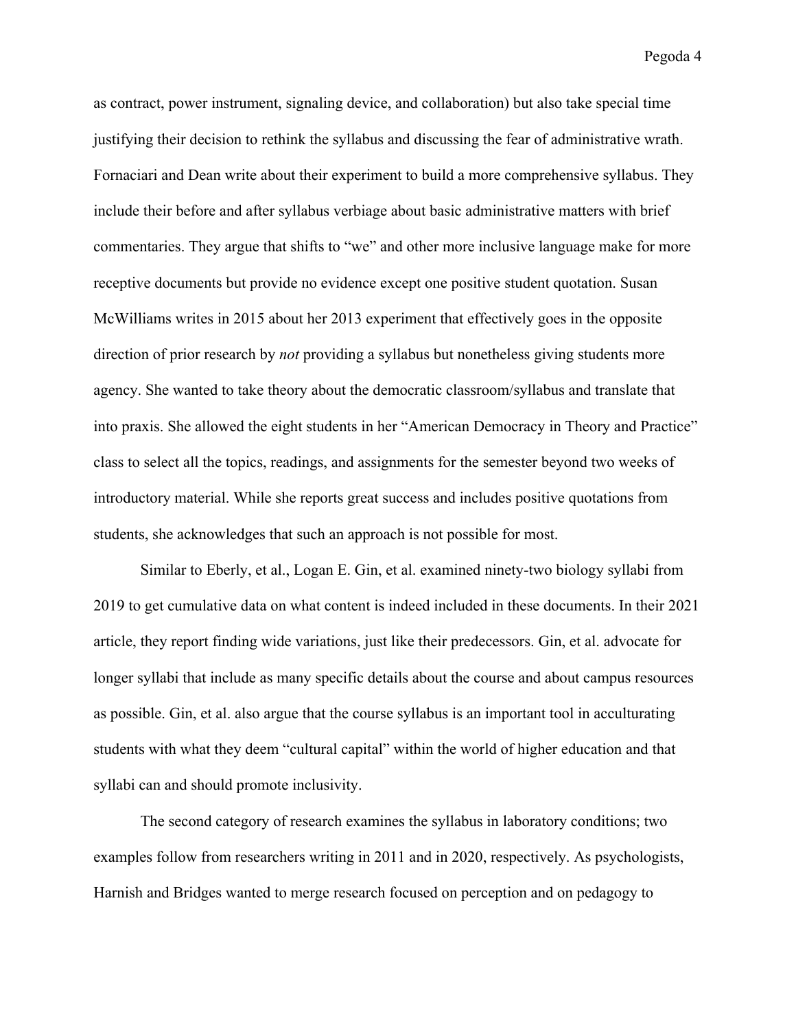as contract, power instrument, signaling device, and collaboration) but also take special time justifying their decision to rethink the syllabus and discussing the fear of administrative wrath. Fornaciari and Dean write about their experiment to build a more comprehensive syllabus. They include their before and after syllabus verbiage about basic administrative matters with brief commentaries. They argue that shifts to "we" and other more inclusive language make for more receptive documents but provide no evidence except one positive student quotation. Susan McWilliams writes in 2015 about her 2013 experiment that effectively goes in the opposite direction of prior research by *not* providing a syllabus but nonetheless giving students more agency. She wanted to take theory about the democratic classroom/syllabus and translate that into praxis. She allowed the eight students in her "American Democracy in Theory and Practice" class to select all the topics, readings, and assignments for the semester beyond two weeks of introductory material. While she reports great success and includes positive quotations from students, she acknowledges that such an approach is not possible for most.

Similar to Eberly, et al., Logan E. Gin, et al. examined ninety-two biology syllabi from 2019 to get cumulative data on what content is indeed included in these documents. In their 2021 article, they report finding wide variations, just like their predecessors. Gin, et al. advocate for longer syllabi that include as many specific details about the course and about campus resources as possible. Gin, et al. also argue that the course syllabus is an important tool in acculturating students with what they deem "cultural capital" within the world of higher education and that syllabi can and should promote inclusivity.

The second category of research examines the syllabus in laboratory conditions; two examples follow from researchers writing in 2011 and in 2020, respectively. As psychologists, Harnish and Bridges wanted to merge research focused on perception and on pedagogy to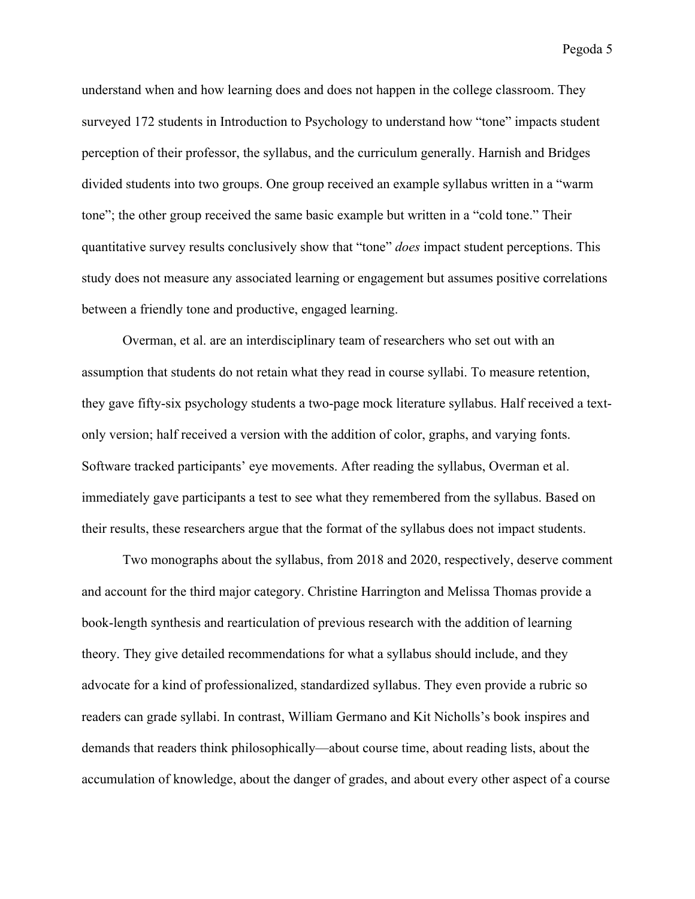understand when and how learning does and does not happen in the college classroom. They surveyed 172 students in Introduction to Psychology to understand how "tone" impacts student perception of their professor, the syllabus, and the curriculum generally. Harnish and Bridges divided students into two groups. One group received an example syllabus written in a "warm tone"; the other group received the same basic example but written in a "cold tone." Their quantitative survey results conclusively show that "tone" *does* impact student perceptions. This study does not measure any associated learning or engagement but assumes positive correlations between a friendly tone and productive, engaged learning.

Overman, et al. are an interdisciplinary team of researchers who set out with an assumption that students do not retain what they read in course syllabi. To measure retention, they gave fifty-six psychology students a two-page mock literature syllabus. Half received a text-only version; half received a version with the addition of color, graphs, and varying fonts. Software tracked participants' eye movements. After reading the syllabus, Overman et al. immediately gave participants a test to see what they remembered from the syllabus. Based on their results, these researchers argue that the format of the syllabus does not impact students.

Two monographs about the syllabus, from 2018 and 2020, respectively, deserve comment and account for the third major category. Christine Harrington and Melissa Thomas provide a book-length synthesis and rearticulation of previous research with the addition of learning theory. They give detailed recommendations for what a syllabus should include, and they advocate for a kind of professionalized, standardized syllabus. They even provide a rubric so readers can grade syllabi. In contrast, William Germano and Kit Nicholls's book inspires and demands that readers think philosophically—about course time, about reading lists, about the accumulation of knowledge, about the danger of grades, and about every other aspect of a course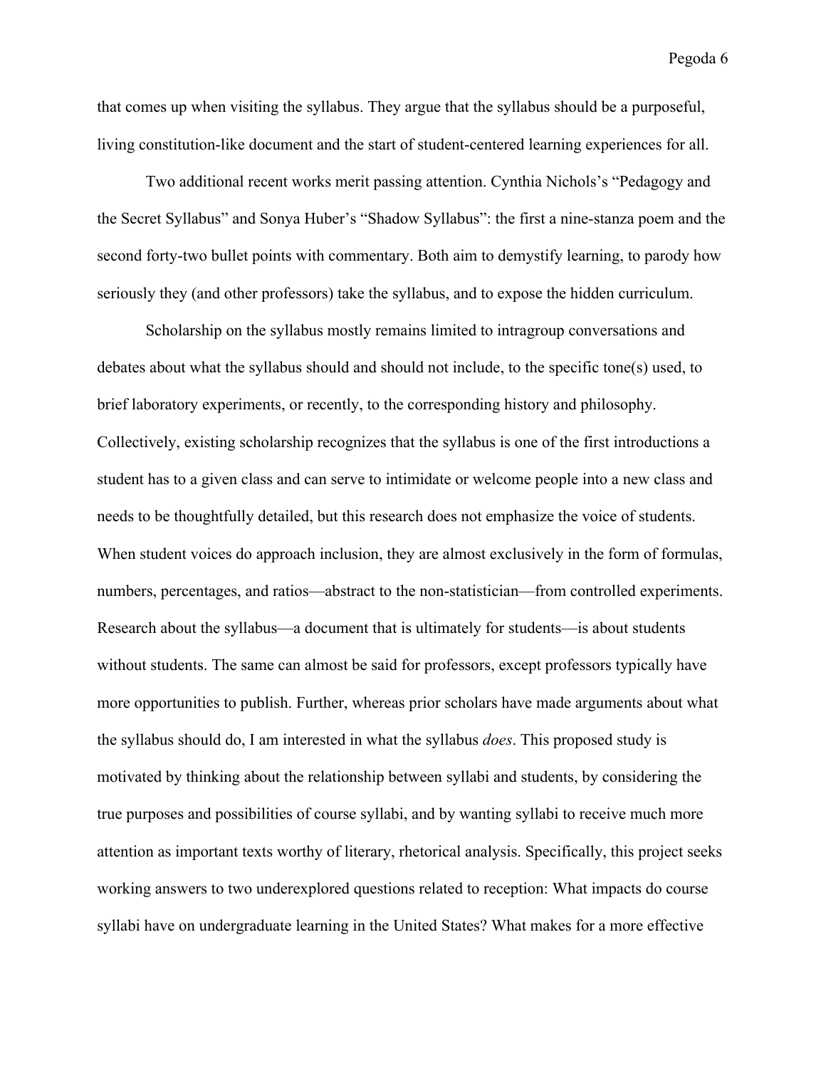that comes up when visiting the syllabus. They argue that the syllabus should be a purposeful, living constitution-like document and the start of student-centered learning experiences for all.

Two additional recent works merit passing attention. Cynthia Nichols's "Pedagogy and the Secret Syllabus" and Sonya Huber's "Shadow Syllabus": the first a nine-stanza poem and the second forty-two bullet points with commentary. Both aim to demystify learning, to parody how seriously they (and other professors) take the syllabus, and to expose the hidden curriculum.

Scholarship on the syllabus mostly remains limited to intragroup conversations and debates about what the syllabus should and should not include, to the specific tone(s) used, to brief laboratory experiments, or recently, to the corresponding history and philosophy. Collectively, existing scholarship recognizes that the syllabus is one of the first introductions a student has to a given class and can serve to intimidate or welcome people into a new class and needs to be thoughtfully detailed, but this research does not emphasize the voice of students. When student voices do approach inclusion, they are almost exclusively in the form of formulas, numbers, percentages, and ratios—abstract to the non-statistician—from controlled experiments. Research about the syllabus—a document that is ultimately for students—is about students without students. The same can almost be said for professors, except professors typically have more opportunities to publish. Further, whereas prior scholars have made arguments about what the syllabus should do, I am interested in what the syllabus *does*. This proposed study is motivated by thinking about the relationship between syllabi and students, by considering the true purposes and possibilities of course syllabi, and by wanting syllabi to receive much more attention as important texts worthy of literary, rhetorical analysis. Specifically, this project seeks working answers to two underexplored questions related to reception: What impacts do course syllabi have on undergraduate learning in the United States? What makes for a more effective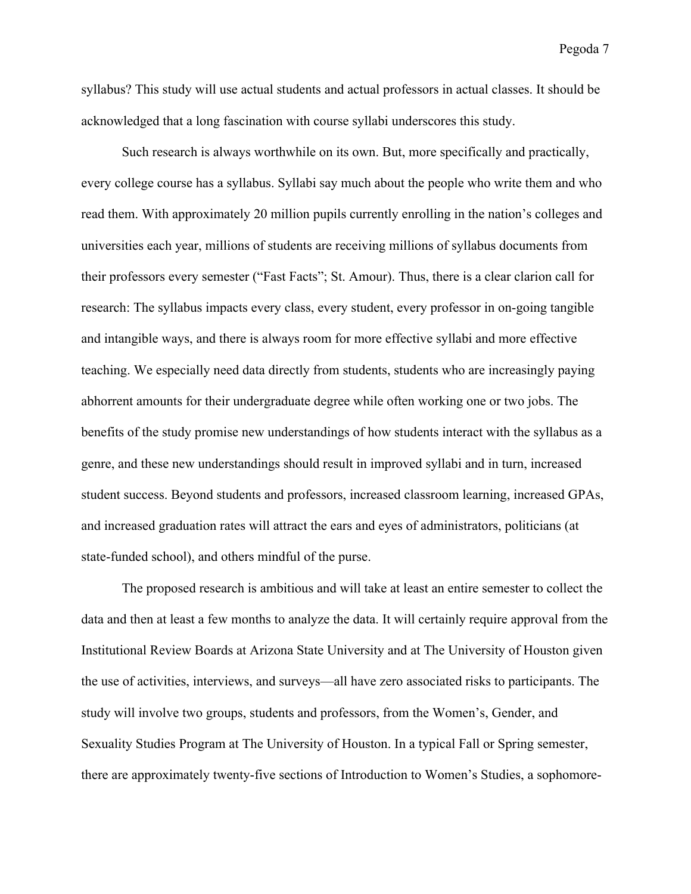syllabus? This study will use actual students and actual professors in actual classes. It should be acknowledged that a long fascination with course syllabi underscores this study.

Such research is always worthwhile on its own. But, more specifically and practically, every college course has a syllabus. Syllabi say much about the people who write them and who read them. With approximately 20 million pupils currently enrolling in the nation's colleges and universities each year, millions of students are receiving millions of syllabus documents from their professors every semester ("Fast Facts"; St. Amour). Thus, there is a clear clarion call for research: The syllabus impacts every class, every student, every professor in on-going tangible and intangible ways, and there is always room for more effective syllabi and more effective teaching. We especially need data directly from students, students who are increasingly paying abhorrent amounts for their undergraduate degree while often working one or two jobs. The benefits of the study promise new understandings of how students interact with the syllabus as a genre, and these new understandings should result in improved syllabi and in turn, increased student success. Beyond students and professors, increased classroom learning, increased GPAs, and increased graduation rates will attract the ears and eyes of administrators, politicians (at state-funded school), and others mindful of the purse.

The proposed research is ambitious and will take at least an entire semester to collect the data and then at least a few months to analyze the data. It will certainly require approval from the Institutional Review Boards at Arizona State University and at The University of Houston given the use of activities, interviews, and surveys—all have zero associated risks to participants. The study will involve two groups, students and professors, from the Women's, Gender, and Sexuality Studies Program at The University of Houston. In a typical Fall or Spring semester, there are approximately twenty-five sections of Introduction to Women's Studies, a sophomore-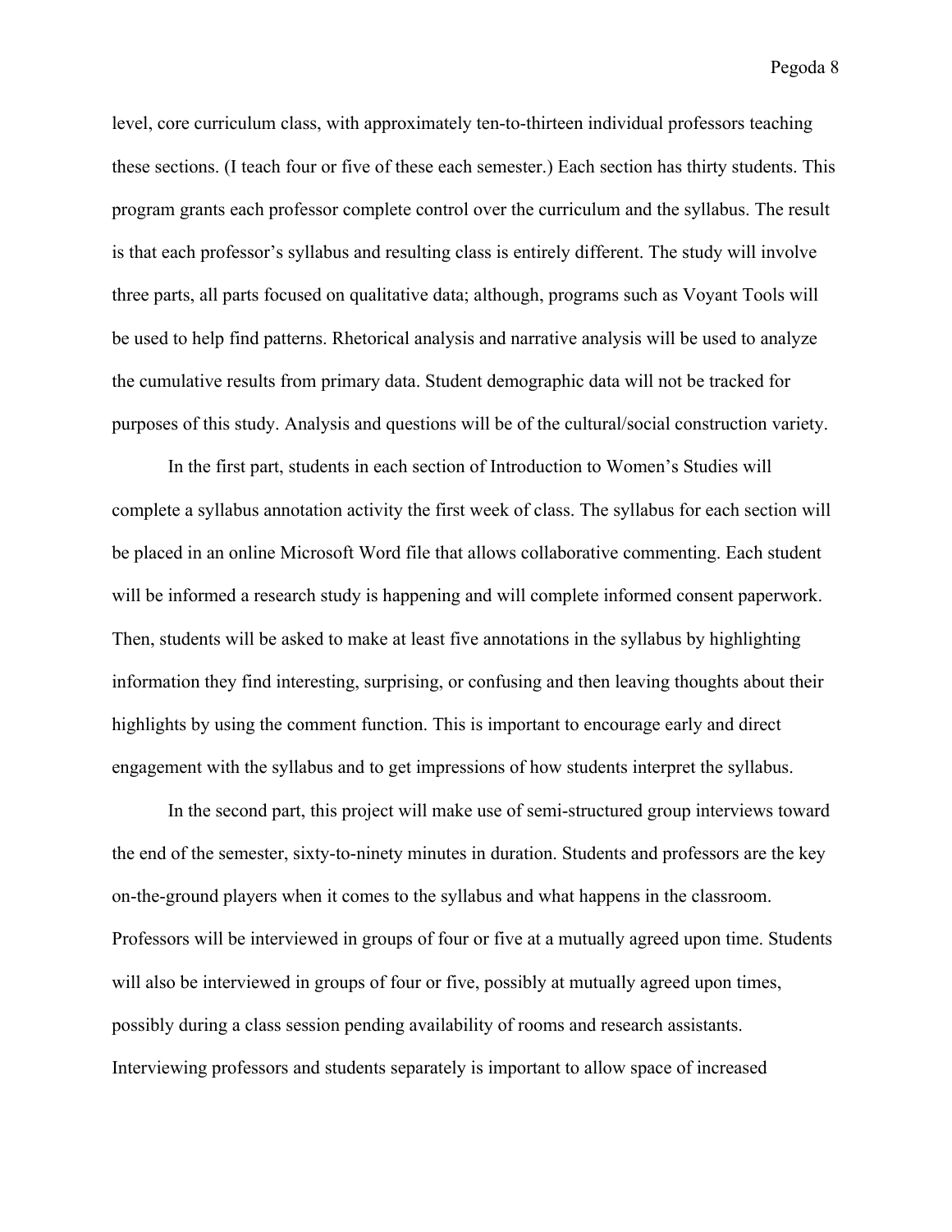level, core curriculum class, with approximately ten-to-thirteen individual professors teaching these sections. (I teach four or five of these each semester.) Each section has thirty students. This program grants each professor complete control over the curriculum and the syllabus. The result is that each professor's syllabus and resulting class is entirely different. The study will involve three parts, all parts focused on qualitative data; although, programs such as Voyant Tools will be used to help find patterns. Rhetorical analysis and narrative analysis will be used to analyze the cumulative results from primary data. Student demographic data will not be tracked for purposes of this study. Analysis and questions will be of the cultural/social construction variety.

In the first part, students in each section of Introduction to Women's Studies will complete a syllabus annotation activity the first week of class. The syllabus for each section will be placed in an online Microsoft Word file that allows collaborative commenting. Each student will be informed a research study is happening and will complete informed consent paperwork. Then, students will be asked to make at least five annotations in the syllabus by highlighting information they find interesting, surprising, or confusing and then leaving thoughts about their highlights by using the comment function. This is important to encourage early and direct engagement with the syllabus and to get impressions of how students interpret the syllabus.

In the second part, this project will make use of semi-structured group interviews toward the end of the semester, sixty-to-ninety minutes in duration. Students and professors are the key on-the-ground players when it comes to the syllabus and what happens in the classroom. Professors will be interviewed in groups of four or five at a mutually agreed upon time. Students will also be interviewed in groups of four or five, possibly at mutually agreed upon times, possibly during a class session pending availability of rooms and research assistants. Interviewing professors and students separately is important to allow space of increased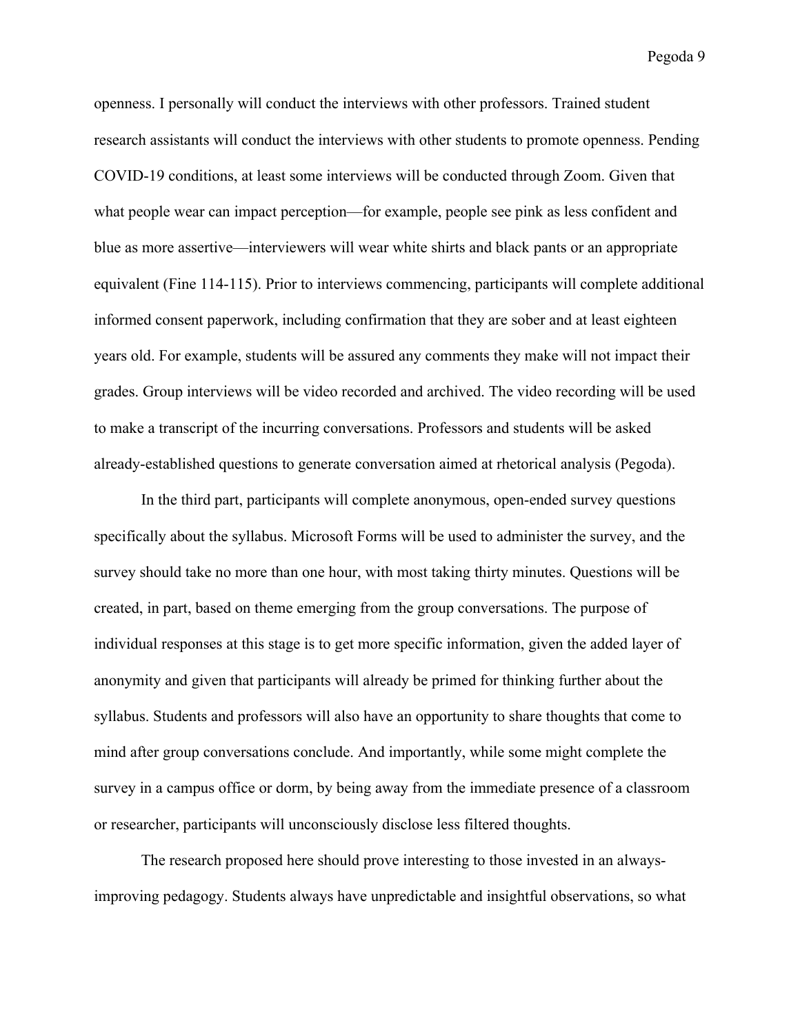openness. I personally will conduct the interviews with other professors. Trained student research assistants will conduct the interviews with other students to promote openness. Pending COVID-19 conditions, at least some interviews will be conducted through Zoom. Given that what people wear can impact perception—for example, people see pink as less confident and blue as more assertive—interviewers will wear white shirts and black pants or an appropriate equivalent (Fine 114-115). Prior to interviews commencing, participants will complete additional informed consent paperwork, including confirmation that they are sober and at least eighteen years old. For example, students will be assured any comments they make will not impact their grades. Group interviews will be video recorded and archived. The video recording will be used to make a transcript of the incurring conversations. Professors and students will be asked already-established questions to generate conversation aimed at rhetorical analysis (Pegoda).

In the third part, participants will complete anonymous, open-ended survey questions specifically about the syllabus. Microsoft Forms will be used to administer the survey, and the survey should take no more than one hour, with most taking thirty minutes. Questions will be created, in part, based on theme emerging from the group conversations. The purpose of individual responses at this stage is to get more specific information, given the added layer of anonymity and given that participants will already be primed for thinking further about the syllabus. Students and professors will also have an opportunity to share thoughts that come to mind after group conversations conclude. And importantly, while some might complete the survey in a campus office or dorm, by being away from the immediate presence of a classroom or researcher, participants will unconsciously disclose less filtered thoughts.

The research proposed here should prove interesting to those invested in an always-improving pedagogy. Students always have unpredictable and insightful observations, so what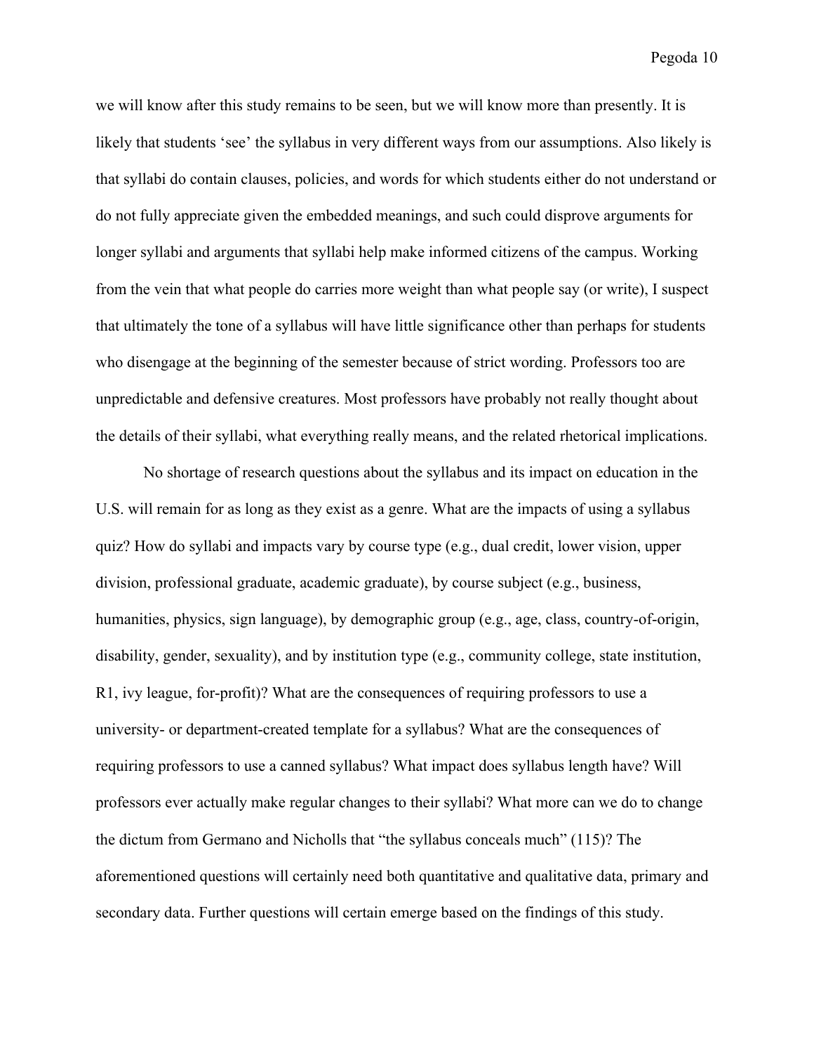we will know after this study remains to be seen, but we will know more than presently. It is likely that students 'see' the syllabus in very different ways from our assumptions. Also likely is that syllabi do contain clauses, policies, and words for which students either do not understand or do not fully appreciate given the embedded meanings, and such could disprove arguments for longer syllabi and arguments that syllabi help make informed citizens of the campus. Working from the vein that what people do carries more weight than what people say (or write), I suspect that ultimately the tone of a syllabus will have little significance other than perhaps for students who disengage at the beginning of the semester because of strict wording. Professors too are unpredictable and defensive creatures. Most professors have probably not really thought about the details of their syllabi, what everything really means, and the related rhetorical implications.

No shortage of research questions about the syllabus and its impact on education in the U.S. will remain for as long as they exist as a genre. What are the impacts of using a syllabus quiz? How do syllabi and impacts vary by course type (e.g., dual credit, lower vision, upper division, professional graduate, academic graduate), by course subject (e.g., business, humanities, physics, sign language), by demographic group (e.g., age, class, country-of-origin, disability, gender, sexuality), and by institution type (e.g., community college, state institution, R1, ivy league, for-profit)? What are the consequences of requiring professors to use a university- or department-created template for a syllabus? What are the consequences of requiring professors to use a canned syllabus? What impact does syllabus length have? Will professors ever actually make regular changes to their syllabi? What more can we do to change the dictum from Germano and Nicholls that "the syllabus conceals much" (115)? The aforementioned questions will certainly need both quantitative and qualitative data, primary and secondary data. Further questions will certain emerge based on the findings of this study.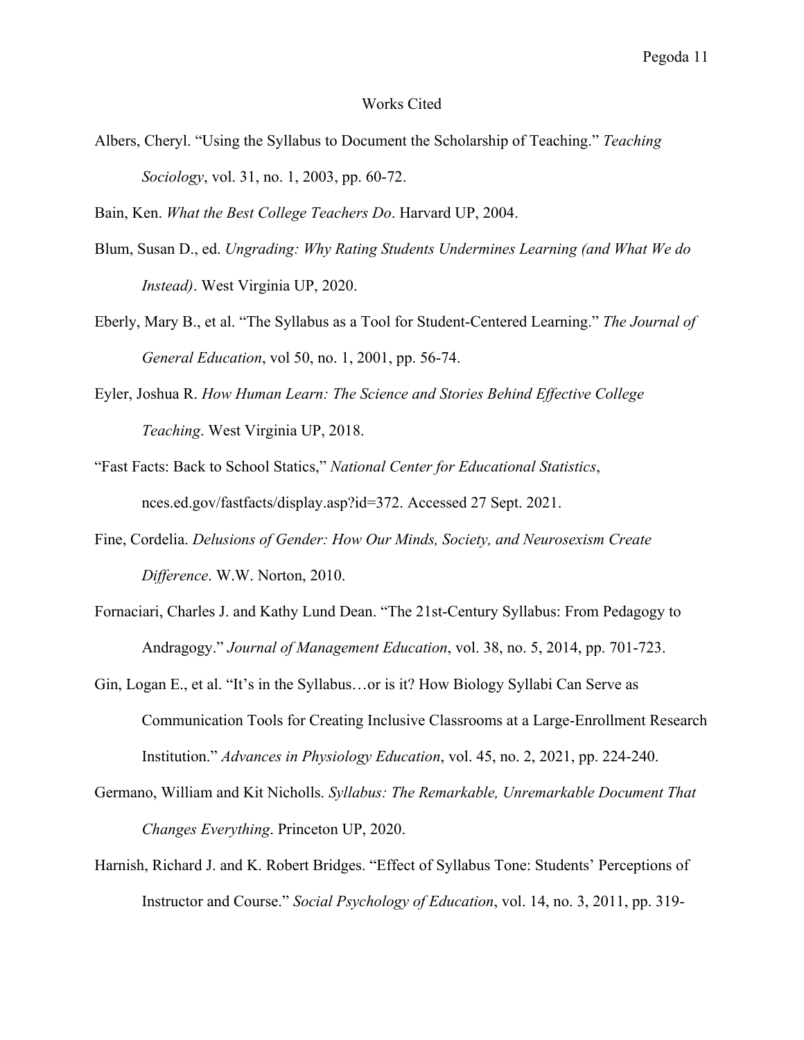# Works Cited

Albers, Cheryl. "Using the Syllabus to Document the Scholarship of Teaching." *Teaching Sociology*, vol. 31, no. 1, 2003, pp. 60-72.

Bain, Ken. *What the Best College Teachers Do*. Harvard UP, 2004.

Blum, Susan D., ed. *Ungrading: Why Rating Students Undermines Learning (and What We do Instead)*. West Virginia UP, 2020.

Eberly, Mary B., et al. "The Syllabus as a Tool for Student-Centered Learning." *The Journal of General Education*, vol 50, no. 1, 2001, pp. 56-74.

Eyler, Joshua R. *How Human Learn: The Science and Stories Behind Effective College Teaching*. West Virginia UP, 2018.

"Fast Facts: Back to School Statics," *National Center for Educational Statistics*, nces.ed.gov/fastfacts/display.asp?id=372. Accessed 27 Sept. 2021.

Fine, Cordelia. *Delusions of Gender: How Our Minds, Society, and Neurosexism Create Difference*. W.W. Norton, 2010.

Fornaciari, Charles J. and Kathy Lund Dean. "The 21st-Century Syllabus: From Pedagogy to Andragogy." *Journal of Management Education*, vol. 38, no. 5, 2014, pp. 701-723.

Gin, Logan E., et al. "It's in the Syllabus…or is it? How Biology Syllabi Can Serve as Communication Tools for Creating Inclusive Classrooms at a Large-Enrollment Research Institution." *Advances in Physiology Education*, vol. 45, no. 2, 2021, pp. 224-240.

Germano, William and Kit Nicholls. *Syllabus: The Remarkable, Unremarkable Document That Changes Everything*. Princeton UP, 2020.

Harnish, Richard J. and K. Robert Bridges. "Effect of Syllabus Tone: Students' Perceptions of Instructor and Course." *Social Psychology of Education*, vol. 14, no. 3, 2011, pp. 319-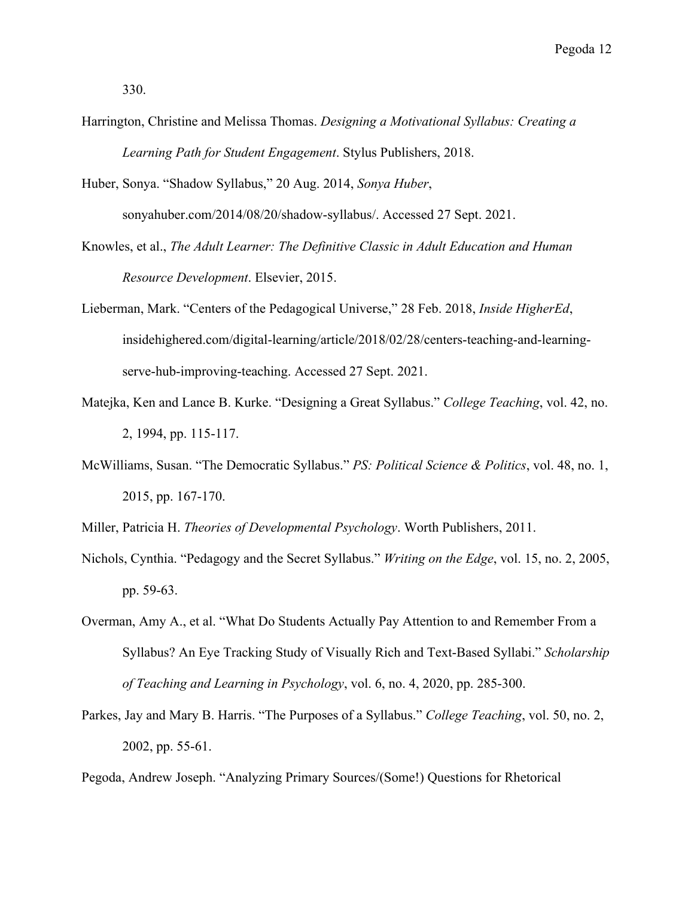330.

Harrington, Christine and Melissa Thomas. *Designing a Motivational Syllabus: Creating a Learning Path for Student Engagement*. Stylus Publishers, 2018.

Huber, Sonya. "Shadow Syllabus," 20 Aug. 2014, *Sonya Huber*, sonyahuber.com/2014/08/20/shadow-syllabus/. Accessed 27 Sept. 2021.

Knowles, et al., *The Adult Learner: The Definitive Classic in Adult Education and Human Resource Development*. Elsevier, 2015.

Lieberman, Mark. "Centers of the Pedagogical Universe," 28 Feb. 2018, *Inside HigherEd*, insidehighered.com/digital-learning/article/2018/02/28/centers-teaching-and-learning-serve-hub-improving-teaching. Accessed 27 Sept. 2021.

Matejka, Ken and Lance B. Kurke. "Designing a Great Syllabus." *College Teaching*, vol. 42, no. 2, 1994, pp. 115-117.

McWilliams, Susan. "The Democratic Syllabus." *PS: Political Science & Politics*, vol. 48, no. 1, 2015, pp. 167-170.

Miller, Patricia H. *Theories of Developmental Psychology*. Worth Publishers, 2011.

Nichols, Cynthia. "Pedagogy and the Secret Syllabus." *Writing on the Edge*, vol. 15, no. 2, 2005, pp. 59-63.

Overman, Amy A., et al. "What Do Students Actually Pay Attention to and Remember From a Syllabus? An Eye Tracking Study of Visually Rich and Text-Based Syllabi." *Scholarship of Teaching and Learning in Psychology*, vol. 6, no. 4, 2020, pp. 285-300.

Parkes, Jay and Mary B. Harris. "The Purposes of a Syllabus." *College Teaching*, vol. 50, no. 2, 2002, pp. 55-61.

Pegoda, Andrew Joseph. "Analyzing Primary Sources/(Some!) Questions for Rhetorical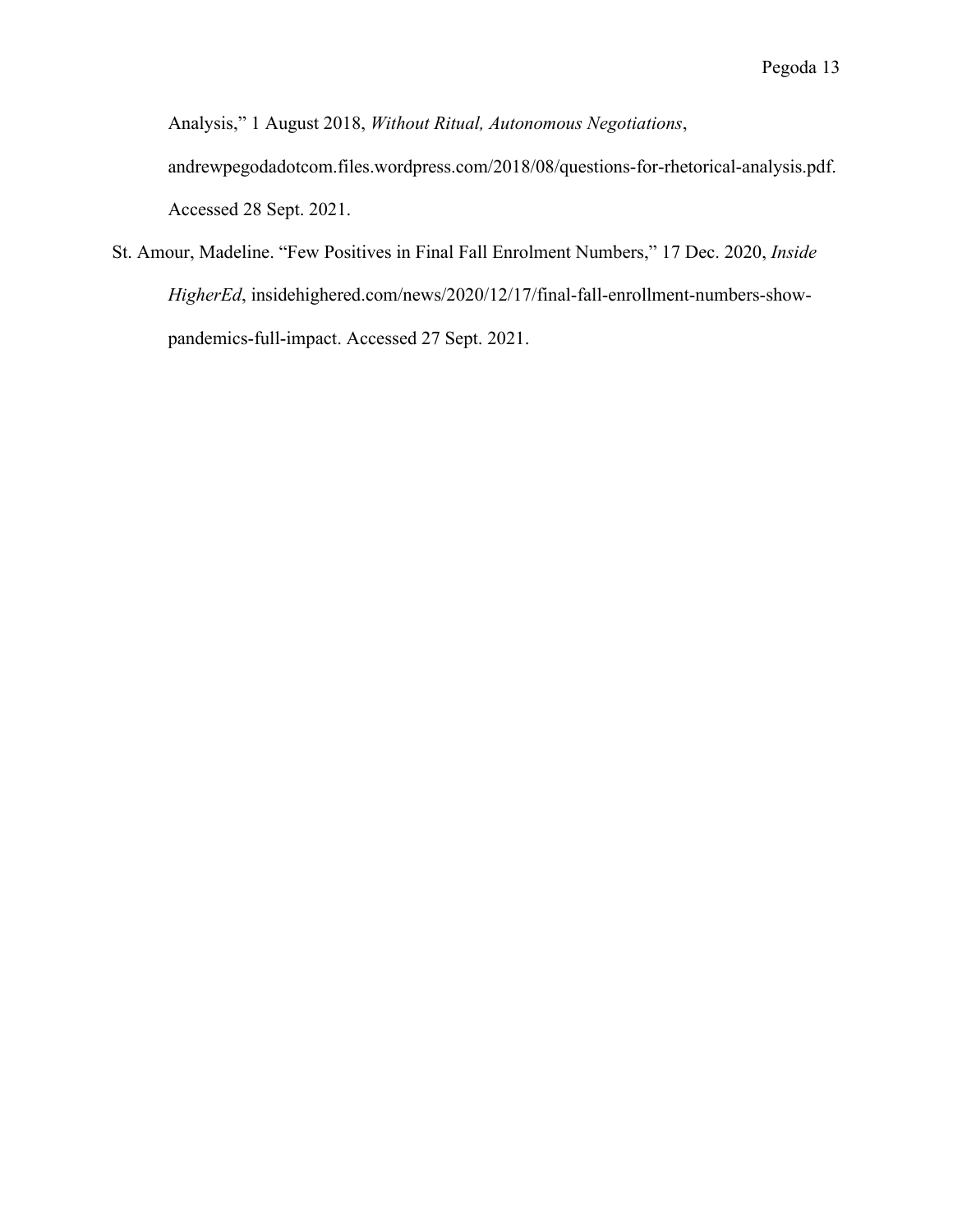Analysis," 1 August 2018, *Without Ritual, Autonomous Negotiations*, andrewpegodadotcom.files.wordpress.com/2018/08/questions-for-rhetorical-analysis.pdf. Accessed 28 Sept. 2021.

St. Amour, Madeline. "Few Positives in Final Fall Enrolment Numbers," 17 Dec. 2020, *Inside HigherEd*, insidehighered.com/news/2020/12/17/final-fall-enrollment-numbers-show-pandemics-full-impact. Accessed 27 Sept. 2021.